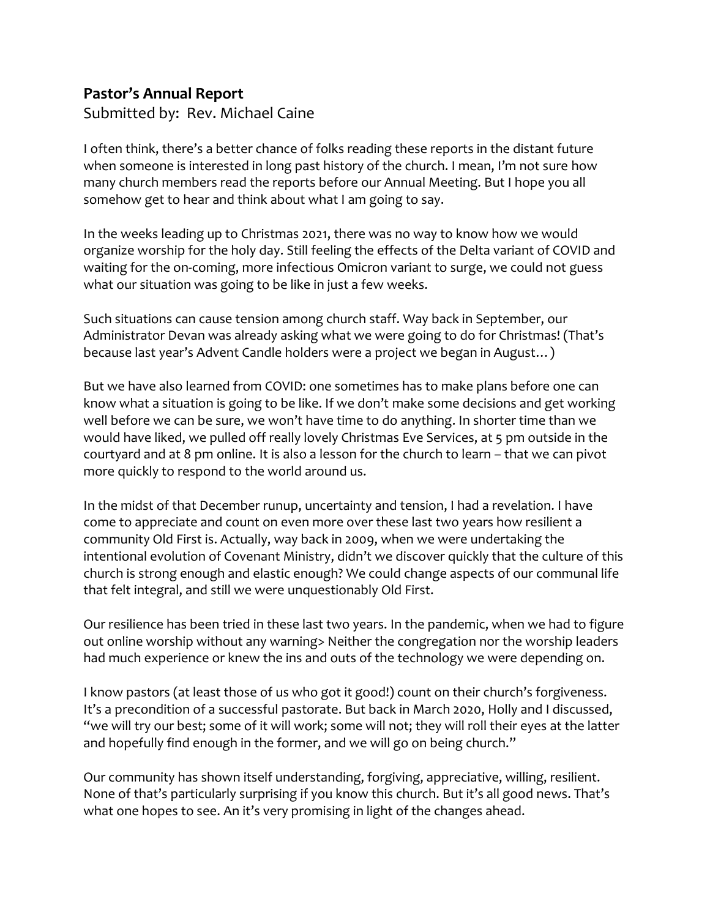**Pastor's Annual Report**

Submitted by: Rev. Michael Caine

I often think, there's a better chance of folks reading these reports in the distant future when someone is interested in long past history of the church. I mean, I'm not sure how many church members read the reports before our Annual Meeting. But I hope you all somehow get to hear and think about what I am going to say.

In the weeks leading up to Christmas 2021, there was no way to know how we would organize worship for the holy day. Still feeling the effects of the Delta variant of COVID and waiting for the on-coming, more infectious Omicron variant to surge, we could not guess what our situation was going to be like in just a few weeks.

Such situations can cause tension among church staff. Way back in September, our Administrator Devan was already asking what we were going to do for Christmas! (That's because last year's Advent Candle holders were a project we began in August…)

But we have also learned from COVID: one sometimes has to make plans before one can know what a situation is going to be like. If we don't make some decisions and get working well before we can be sure, we won't have time to do anything. In shorter time than we would have liked, we pulled off really lovely Christmas Eve Services, at 5 pm outside in the courtyard and at 8 pm online. It is also a lesson for the church to learn – that we can pivot more quickly to respond to the world around us.

In the midst of that December runup, uncertainty and tension, I had a revelation. I have come to appreciate and count on even more over these last two years how resilient a community Old First is. Actually, way back in 2009, when we were undertaking the intentional evolution of Covenant Ministry, didn't we discover quickly that the culture of this church is strong enough and elastic enough? We could change aspects of our communal life that felt integral, and still we were unquestionably Old First.

Our resilience has been tried in these last two years. In the pandemic, when we had to figure out online worship without any warning> Neither the congregation nor the worship leaders had much experience or knew the ins and outs of the technology we were depending on.

I know pastors (at least those of us who got it good!) count on their church's forgiveness. It's a precondition of a successful pastorate. But back in March 2020, Holly and I discussed, "we will try our best; some of it will work; some will not; they will roll their eyes at the latter and hopefully find enough in the former, and we will go on being church."

Our community has shown itself understanding, forgiving, appreciative, willing, resilient. None of that's particularly surprising if you know this church. But it's all good news. That's what one hopes to see. An it's very promising in light of the changes ahead.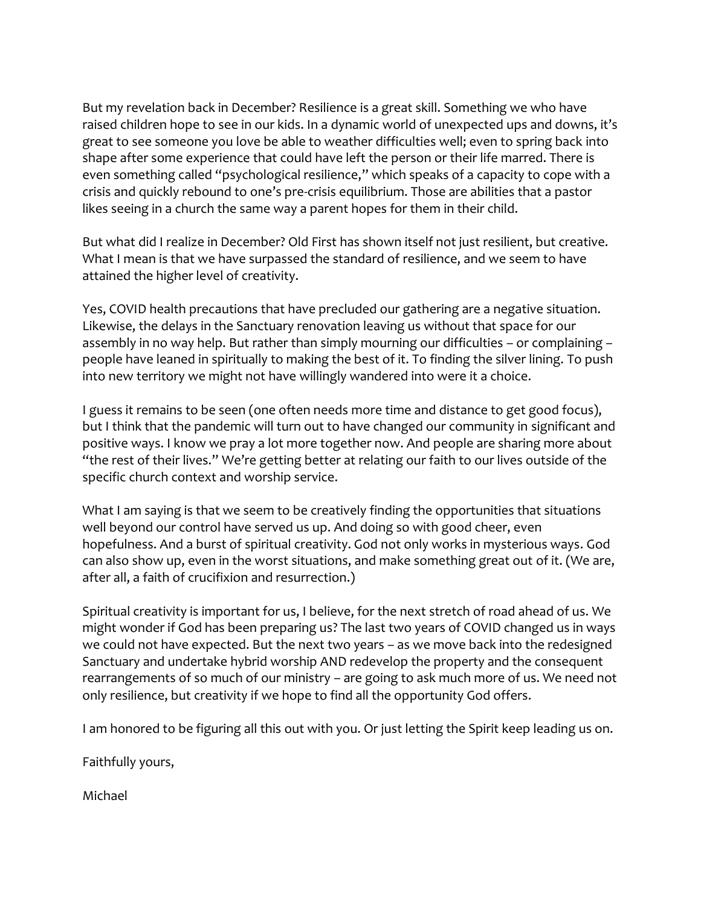But my revelation back in December? Resilience is a great skill. Something we who have raised children hope to see in our kids. In a dynamic world of unexpected ups and downs, it's great to see someone you love be able to weather difficulties well; even to spring back into shape after some experience that could have left the person or their life marred. There is even something called "psychological resilience," which speaks of a capacity to cope with a crisis and quickly rebound to one's pre-crisis equilibrium. Those are abilities that a pastor likes seeing in a church the same way a parent hopes for them in their child.

But what did I realize in December? Old First has shown itself not just resilient, but creative. What I mean is that we have surpassed the standard of resilience, and we seem to have attained the higher level of creativity.

Yes, COVID health precautions that have precluded our gathering are a negative situation. Likewise, the delays in the Sanctuary renovation leaving us without that space for our assembly in no way help. But rather than simply mourning our difficulties – or complaining – people have leaned in spiritually to making the best of it. To finding the silver lining. To push into new territory we might not have willingly wandered into were it a choice.

I guess it remains to be seen (one often needs more time and distance to get good focus), but I think that the pandemic will turn out to have changed our community in significant and positive ways. I know we pray a lot more together now. And people are sharing more about "the rest of their lives." We're getting better at relating our faith to our lives outside of the specific church context and worship service.

What I am saying is that we seem to be creatively finding the opportunities that situations well beyond our control have served us up. And doing so with good cheer, even hopefulness. And a burst of spiritual creativity. God not only works in mysterious ways. God can also show up, even in the worst situations, and make something great out of it. (We are, after all, a faith of crucifixion and resurrection.)

Spiritual creativity is important for us, I believe, for the next stretch of road ahead of us. We might wonder if God has been preparing us? The last two years of COVID changed us in ways we could not have expected. But the next two years – as we move back into the redesigned Sanctuary and undertake hybrid worship AND redevelop the property and the consequent rearrangements of so much of our ministry – are going to ask much more of us. We need not only resilience, but creativity if we hope to find all the opportunity God offers.

I am honored to be figuring all this out with you. Or just letting the Spirit keep leading us on.

Faithfully yours,

Michael